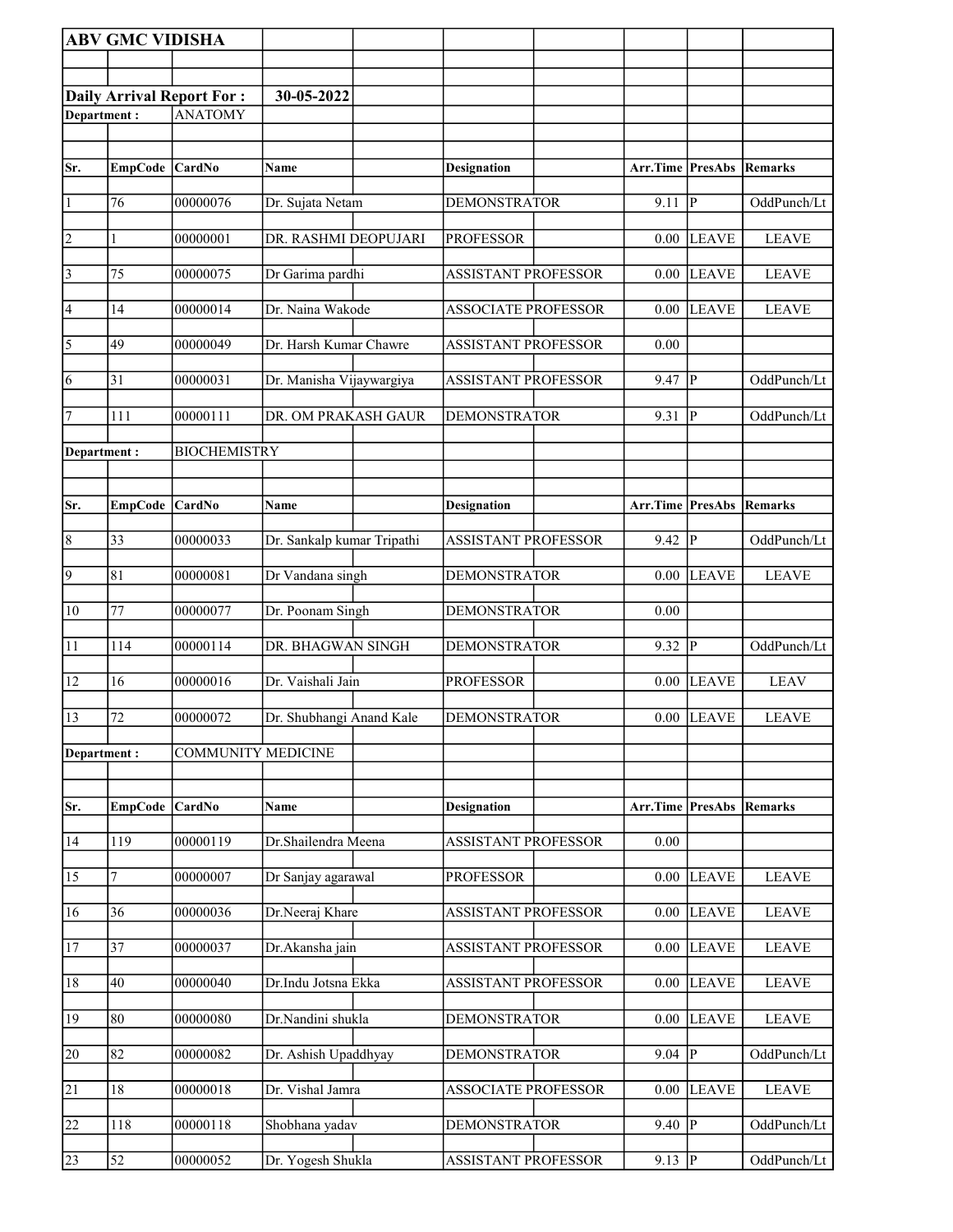**ABV GMC VIDISHA**

**Daily Arrival Report For :** **30-05-2022**

**Department :** ANATOMY

| Sr. | EmpCode | CardNo | Name | Designation | Arr.Time | PresAbs | Remarks |
|---|---|---|---|---|---|---|---|
| 1 | 76 | 00000076 | Dr. Sujata Netam | DEMONSTRATOR | 9.11 | P | OddPunch/Lt |
| 2 | 1 | 00000001 | DR. RASHMI DEOPUJARI | PROFESSOR | 0.00 | LEAVE | LEAVE |
| 3 | 75 | 00000075 | Dr Garima pardhi | ASSISTANT PROFESSOR | 0.00 | LEAVE | LEAVE |
| 4 | 14 | 00000014 | Dr. Naina Wakode | ASSOCIATE PROFESSOR | 0.00 | LEAVE | LEAVE |
| 5 | 49 | 00000049 | Dr. Harsh Kumar Chawre | ASSISTANT PROFESSOR | 0.00 | | |
| 6 | 31 | 00000031 | Dr. Manisha Vijaywargiya | ASSISTANT PROFESSOR | 9.47 | P | OddPunch/Lt |
| 7 | 111 | 00000111 | DR. OM PRAKASH GAUR | DEMONSTRATOR | 9.31 | P | OddPunch/Lt |

**Department :** BIOCHEMISTRY

| Sr. | EmpCode | CardNo | Name | Designation | Arr.Time | PresAbs | Remarks |
|---|---|---|---|---|---|---|---|
| 8 | 33 | 00000033 | Dr. Sankalp kumar Tripathi | ASSISTANT PROFESSOR | 9.42 | P | OddPunch/Lt |
| 9 | 81 | 00000081 | Dr Vandana singh | DEMONSTRATOR | 0.00 | LEAVE | LEAVE |
| 10 | 77 | 00000077 | Dr. Poonam Singh | DEMONSTRATOR | 0.00 | | |
| 11 | 114 | 00000114 | DR. BHAGWAN SINGH | DEMONSTRATOR | 9.32 | P | OddPunch/Lt |
| 12 | 16 | 00000016 | Dr. Vaishali Jain | PROFESSOR | 0.00 | LEAVE | LEAV |
| 13 | 72 | 00000072 | Dr. Shubhangi Anand Kale | DEMONSTRATOR | 0.00 | LEAVE | LEAVE |

**Department :** COMMUNITY MEDICINE

| Sr. | EmpCode | CardNo | Name | Designation | Arr.Time | PresAbs | Remarks |
|---|---|---|---|---|---|---|---|
| 14 | 119 | 00000119 | Dr.Shailendra Meena | ASSISTANT PROFESSOR | 0.00 | | |
| 15 | 7 | 00000007 | Dr Sanjay agarawal | PROFESSOR | 0.00 | LEAVE | LEAVE |
| 16 | 36 | 00000036 | Dr.Neeraj Khare | ASSISTANT PROFESSOR | 0.00 | LEAVE | LEAVE |
| 17 | 37 | 00000037 | Dr.Akansha jain | ASSISTANT PROFESSOR | 0.00 | LEAVE | LEAVE |
| 18 | 40 | 00000040 | Dr.Indu Jotsna Ekka | ASSISTANT PROFESSOR | 0.00 | LEAVE | LEAVE |
| 19 | 80 | 00000080 | Dr.Nandini shukla | DEMONSTRATOR | 0.00 | LEAVE | LEAVE |
| 20 | 82 | 00000082 | Dr. Ashish Upaddhyay | DEMONSTRATOR | 9.04 | P | OddPunch/Lt |
| 21 | 18 | 00000018 | Dr. Vishal Jamra | ASSOCIATE PROFESSOR | 0.00 | LEAVE | LEAVE |
| 22 | 118 | 00000118 | Shobhana yadav | DEMONSTRATOR | 9.40 | P | OddPunch/Lt |
| 23 | 52 | 00000052 | Dr. Yogesh Shukla | ASSISTANT PROFESSOR | 9.13 | P | OddPunch/Lt |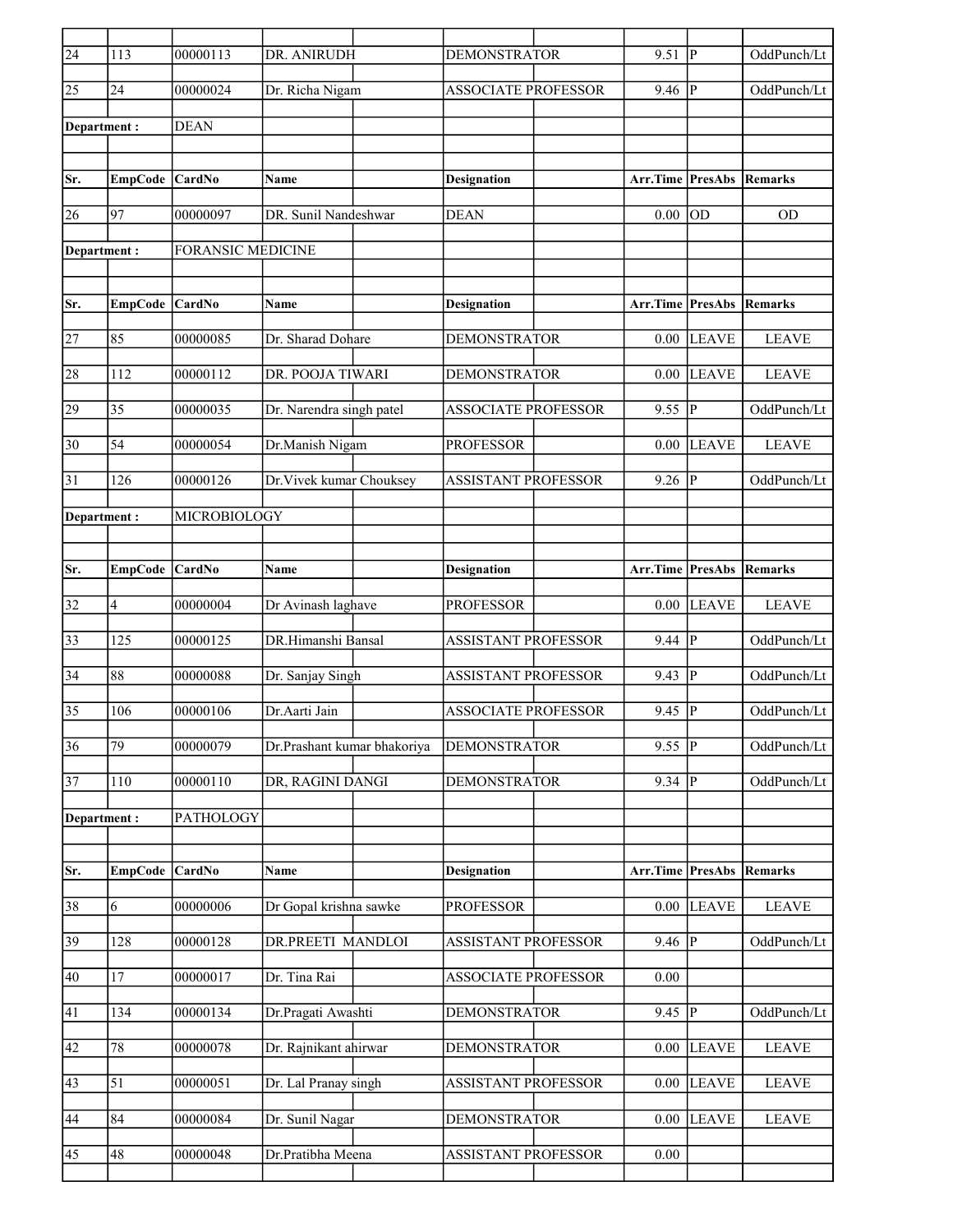| Sr. | EmpCode | CardNo | Name | Designation | Arr.Time | PresAbs | Remarks |
|---|---|---|---|---|---|---|---|
| 24 | 113 | 00000113 | DR. ANIRUDH | DEMONSTRATOR | 9.51 | P | OddPunch/Lt |
| 25 | 24 | 00000024 | Dr. Richa Nigam | ASSOCIATE PROFESSOR | 9.46 | P | OddPunch/Lt |

**Department :** DEAN

| Sr. | EmpCode | CardNo | Name | Designation | Arr.Time | PresAbs | Remarks |
|---|---|---|---|---|---|---|---|
| 26 | 97 | 00000097 | DR. Sunil Nandeshwar | DEAN | 0.00 | OD | OD |

**Department :** FORANSIC MEDICINE

| Sr. | EmpCode | CardNo | Name | Designation | Arr.Time | PresAbs | Remarks |
|---|---|---|---|---|---|---|---|
| 27 | 85 | 00000085 | Dr. Sharad Dohare | DEMONSTRATOR | 0.00 | LEAVE | LEAVE |
| 28 | 112 | 00000112 | DR. POOJA TIWARI | DEMONSTRATOR | 0.00 | LEAVE | LEAVE |
| 29 | 35 | 00000035 | Dr. Narendra singh patel | ASSOCIATE PROFESSOR | 9.55 | P | OddPunch/Lt |
| 30 | 54 | 00000054 | Dr.Manish Nigam | PROFESSOR | 0.00 | LEAVE | LEAVE |
| 31 | 126 | 00000126 | Dr.Vivek kumar Chouksey | ASSISTANT PROFESSOR | 9.26 | P | OddPunch/Lt |

**Department :** MICROBIOLOGY

| Sr. | EmpCode | CardNo | Name | Designation | Arr.Time | PresAbs | Remarks |
|---|---|---|---|---|---|---|---|
| 32 | 4 | 00000004 | Dr Avinash laghave | PROFESSOR | 0.00 | LEAVE | LEAVE |
| 33 | 125 | 00000125 | DR.Himanshi Bansal | ASSISTANT PROFESSOR | 9.44 | P | OddPunch/Lt |
| 34 | 88 | 00000088 | Dr. Sanjay Singh | ASSISTANT PROFESSOR | 9.43 | P | OddPunch/Lt |
| 35 | 106 | 00000106 | Dr.Aarti Jain | ASSOCIATE PROFESSOR | 9.45 | P | OddPunch/Lt |
| 36 | 79 | 00000079 | Dr.Prashant kumar bhakoriya | DEMONSTRATOR | 9.55 | P | OddPunch/Lt |
| 37 | 110 | 00000110 | DR, RAGINI DANGI | DEMONSTRATOR | 9.34 | P | OddPunch/Lt |

**Department :** PATHOLOGY

| Sr. | EmpCode | CardNo | Name | Designation | Arr.Time | PresAbs | Remarks |
|---|---|---|---|---|---|---|---|
| 38 | 6 | 00000006 | Dr Gopal krishna sawke | PROFESSOR | 0.00 | LEAVE | LEAVE |
| 39 | 128 | 00000128 | DR.PREETI MANDLOI | ASSISTANT PROFESSOR | 9.46 | P | OddPunch/Lt |
| 40 | 17 | 00000017 | Dr. Tina Rai | ASSOCIATE PROFESSOR | 0.00 | | |
| 41 | 134 | 00000134 | Dr.Pragati Awashti | DEMONSTRATOR | 9.45 | P | OddPunch/Lt |
| 42 | 78 | 00000078 | Dr. Rajnikant ahirwar | DEMONSTRATOR | 0.00 | LEAVE | LEAVE |
| 43 | 51 | 00000051 | Dr. Lal Pranay singh | ASSISTANT PROFESSOR | 0.00 | LEAVE | LEAVE |
| 44 | 84 | 00000084 | Dr. Sunil Nagar | DEMONSTRATOR | 0.00 | LEAVE | LEAVE |
| 45 | 48 | 00000048 | Dr.Pratibha Meena | ASSISTANT PROFESSOR | 0.00 | | |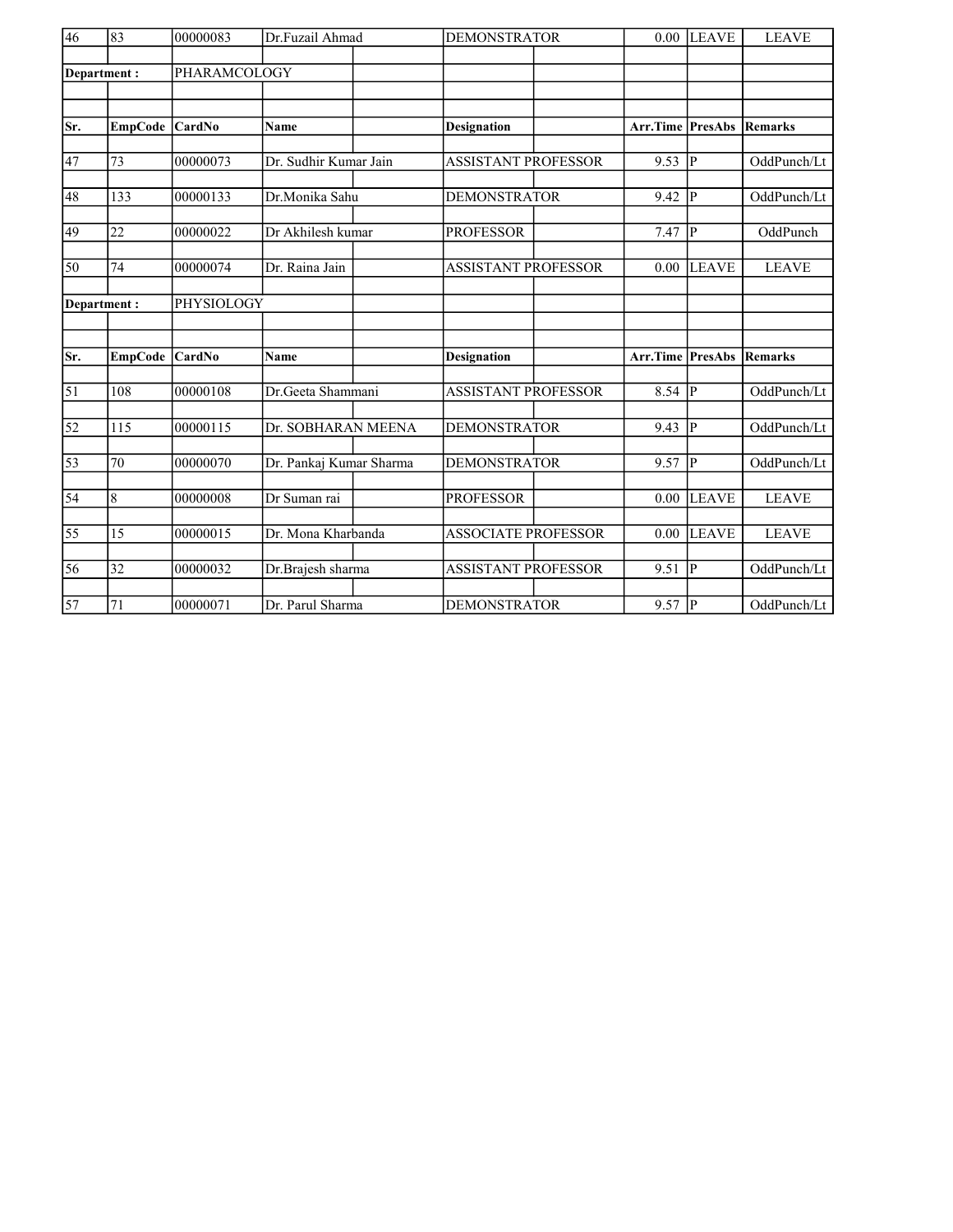| Sr. | EmpCode | CardNo | Name | Designation | Arr.Time | PresAbs | Remarks |
|---|---|---|---|---|---|---|---|
| 46 | 83 | 00000083 | Dr.Fuzail Ahmad | DEMONSTRATOR | 0.00 | LEAVE | LEAVE |

Department : PHARAMCOLOGY

| Sr. | EmpCode | CardNo | Name | Designation | Arr.Time | PresAbs | Remarks |
|---|---|---|---|---|---|---|---|
| 47 | 73 | 00000073 | Dr. Sudhir Kumar Jain | ASSISTANT PROFESSOR | 9.53 | P | OddPunch/Lt |
| 48 | 133 | 00000133 | Dr.Monika Sahu | DEMONSTRATOR | 9.42 | P | OddPunch/Lt |
| 49 | 22 | 00000022 | Dr Akhilesh kumar | PROFESSOR | 7.47 | P | OddPunch |
| 50 | 74 | 00000074 | Dr. Raina Jain | ASSISTANT PROFESSOR | 0.00 | LEAVE | LEAVE |

Department : PHYSIOLOGY

| Sr. | EmpCode | CardNo | Name | Designation | Arr.Time | PresAbs | Remarks |
|---|---|---|---|---|---|---|---|
| 51 | 108 | 00000108 | Dr.Geeta Shammani | ASSISTANT PROFESSOR | 8.54 | P | OddPunch/Lt |
| 52 | 115 | 00000115 | Dr. SOBHARAN MEENA | DEMONSTRATOR | 9.43 | P | OddPunch/Lt |
| 53 | 70 | 00000070 | Dr. Pankaj Kumar Sharma | DEMONSTRATOR | 9.57 | P | OddPunch/Lt |
| 54 | 8 | 00000008 | Dr Suman rai | PROFESSOR | 0.00 | LEAVE | LEAVE |
| 55 | 15 | 00000015 | Dr. Mona Kharbanda | ASSOCIATE PROFESSOR | 0.00 | LEAVE | LEAVE |
| 56 | 32 | 00000032 | Dr.Brajesh sharma | ASSISTANT PROFESSOR | 9.51 | P | OddPunch/Lt |
| 57 | 71 | 00000071 | Dr. Parul Sharma | DEMONSTRATOR | 9.57 | P | OddPunch/Lt |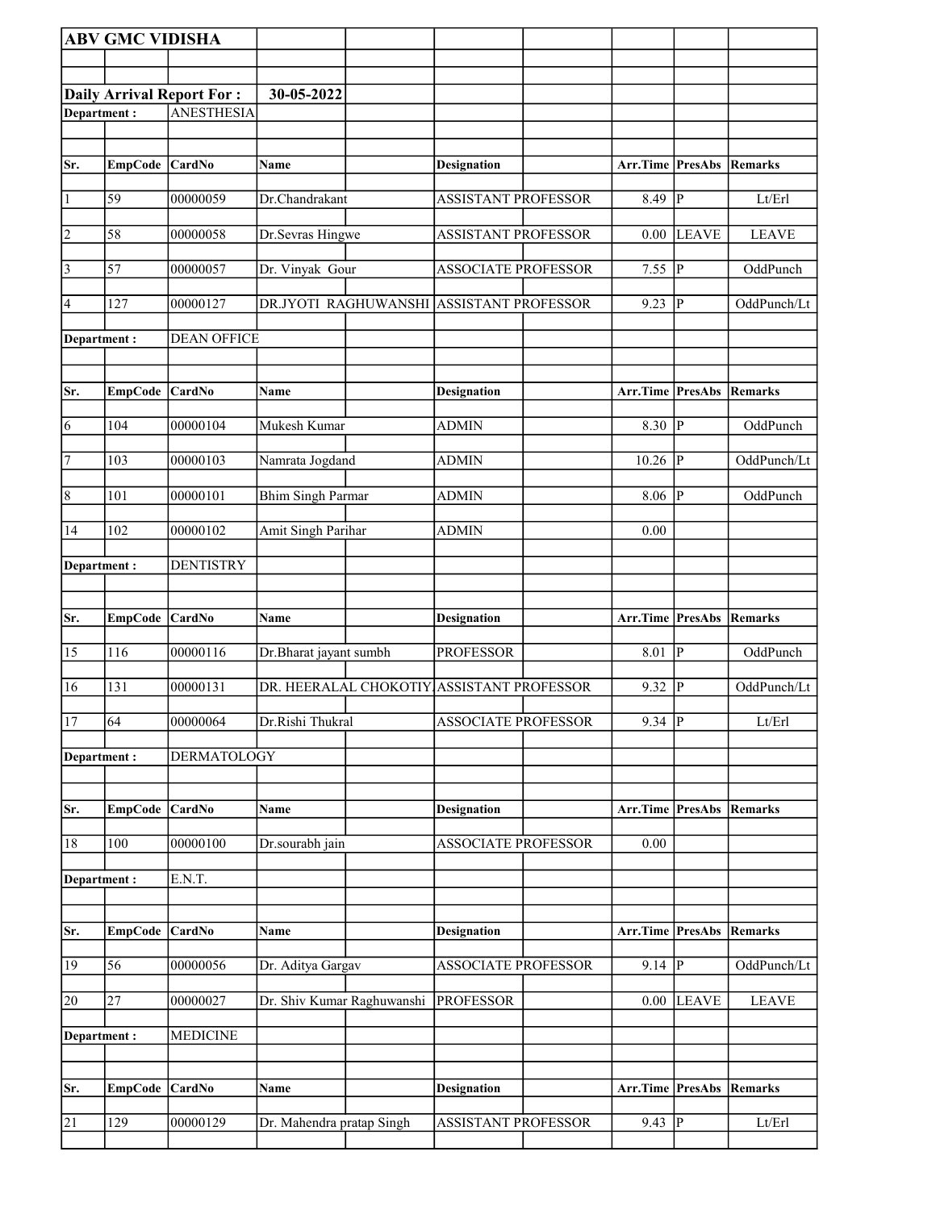**ABV GMC VIDISHA**

**Daily Arrival Report For :** **30-05-2022**

**Department :** ANESTHESIA

| Sr. | EmpCode | CardNo | Name | Designation | Arr.Time | PresAbs | Remarks |
|---|---|---|---|---|---|---|---|
| 1 | 59 | 00000059 | Dr.Chandrakant | ASSISTANT PROFESSOR | 8.49 | P | Lt/Erl |
| 2 | 58 | 00000058 | Dr.Sevras Hingwe | ASSISTANT PROFESSOR | 0.00 | LEAVE | LEAVE |
| 3 | 57 | 00000057 | Dr. Vinyak Gour | ASSOCIATE PROFESSOR | 7.55 | P | OddPunch |
| 4 | 127 | 00000127 | DR.JYOTI RAGHUWANSHI | ASSISTANT PROFESSOR | 9.23 | P | OddPunch/Lt |

**Department :** DEAN OFFICE

| Sr. | EmpCode | CardNo | Name | Designation | Arr.Time | PresAbs | Remarks |
|---|---|---|---|---|---|---|---|
| 6 | 104 | 00000104 | Mukesh Kumar | ADMIN | 8.30 | P | OddPunch |
| 7 | 103 | 00000103 | Namrata Jogdand | ADMIN | 10.26 | P | OddPunch/Lt |
| 8 | 101 | 00000101 | Bhim Singh Parmar | ADMIN | 8.06 | P | OddPunch |
| 14 | 102 | 00000102 | Amit Singh Parihar | ADMIN | 0.00 | | |

**Department :** DENTISTRY

| Sr. | EmpCode | CardNo | Name | Designation | Arr.Time | PresAbs | Remarks |
|---|---|---|---|---|---|---|---|
| 15 | 116 | 00000116 | Dr.Bharat jayant sumbh | PROFESSOR | 8.01 | P | OddPunch |
| 16 | 131 | 00000131 | DR. HEERALAL CHOKOTIY | ASSISTANT PROFESSOR | 9.32 | P | OddPunch/Lt |
| 17 | 64 | 00000064 | Dr.Rishi Thukral | ASSOCIATE PROFESSOR | 9.34 | P | Lt/Erl |

**Department :** DERMATOLOGY

| Sr. | EmpCode | CardNo | Name | Designation | Arr.Time | PresAbs | Remarks |
|---|---|---|---|---|---|---|---|
| 18 | 100 | 00000100 | Dr.sourabh jain | ASSOCIATE PROFESSOR | 0.00 | | |

**Department :** E.N.T.

| Sr. | EmpCode | CardNo | Name | Designation | Arr.Time | PresAbs | Remarks |
|---|---|---|---|---|---|---|---|
| 19 | 56 | 00000056 | Dr. Aditya Gargav | ASSOCIATE PROFESSOR | 9.14 | P | OddPunch/Lt |
| 20 | 27 | 00000027 | Dr. Shiv Kumar Raghuwanshi | PROFESSOR | 0.00 | LEAVE | LEAVE |

**Department :** MEDICINE

| Sr. | EmpCode | CardNo | Name | Designation | Arr.Time | PresAbs | Remarks |
|---|---|---|---|---|---|---|---|
| 21 | 129 | 00000129 | Dr. Mahendra pratap Singh | ASSISTANT PROFESSOR | 9.43 | P | Lt/Erl |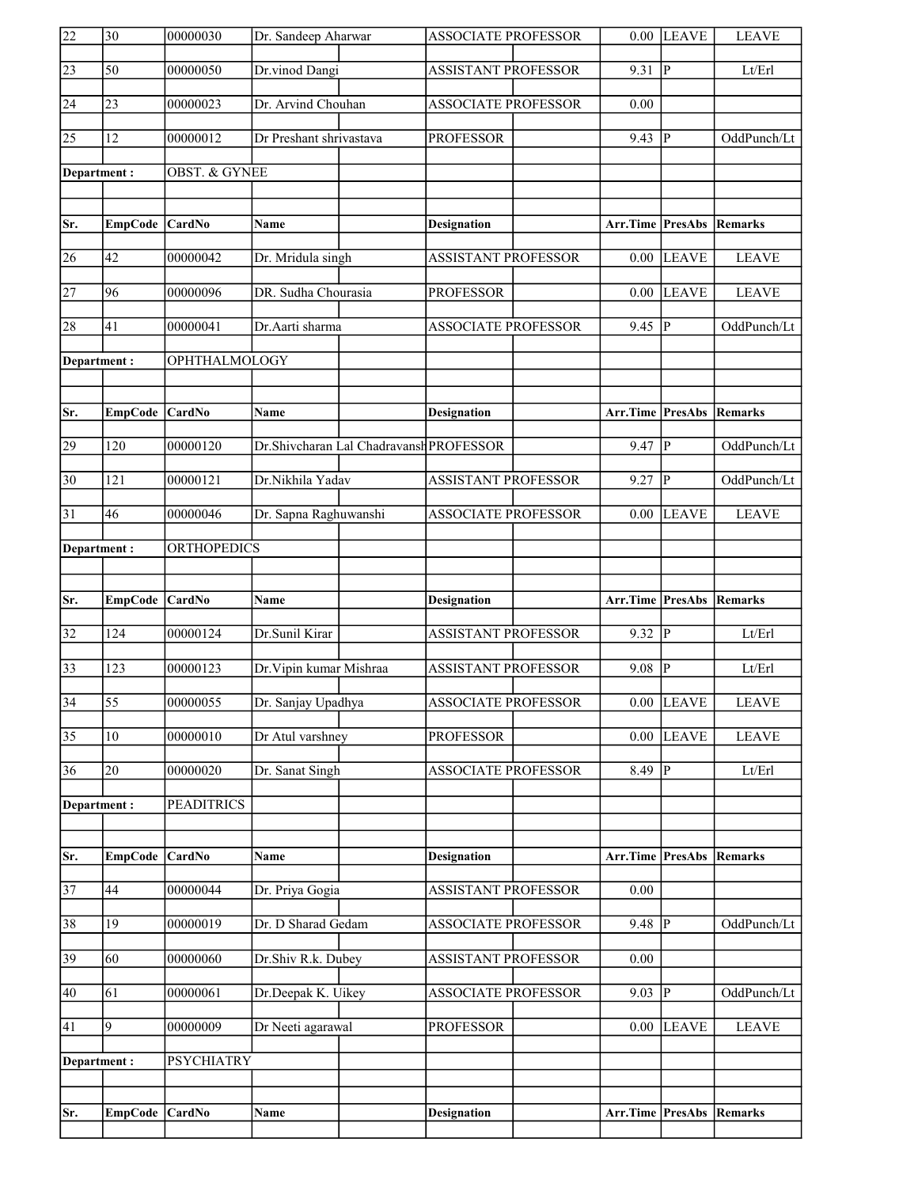| Sr. | EmpCode | CardNo | Name | Designation | Arr.Time | PresAbs | Remarks |
|---|---|---|---|---|---|---|---|
| 22 | 30 | 00000030 | Dr. Sandeep Aharwar | ASSOCIATE PROFESSOR | 0.00 | LEAVE | LEAVE |
| 23 | 50 | 00000050 | Dr.vinod Dangi | ASSISTANT PROFESSOR | 9.31 | P | Lt/Erl |
| 24 | 23 | 00000023 | Dr. Arvind Chouhan | ASSOCIATE PROFESSOR | 0.00 | | |
| 25 | 12 | 00000012 | Dr Preshant shrivastava | PROFESSOR | 9.43 | P | OddPunch/Lt |

**Department :** OBST. & GYNEE

| Sr. | EmpCode | CardNo | Name | Designation | Arr.Time | PresAbs | Remarks |
|---|---|---|---|---|---|---|---|
| 26 | 42 | 00000042 | Dr. Mridula singh | ASSISTANT PROFESSOR | 0.00 | LEAVE | LEAVE |
| 27 | 96 | 00000096 | DR. Sudha Chourasia | PROFESSOR | 0.00 | LEAVE | LEAVE |
| 28 | 41 | 00000041 | Dr.Aarti sharma | ASSOCIATE PROFESSOR | 9.45 | P | OddPunch/Lt |

**Department :** OPHTHALMOLOGY

| Sr. | EmpCode | CardNo | Name | Designation | Arr.Time | PresAbs | Remarks |
|---|---|---|---|---|---|---|---|
| 29 | 120 | 00000120 | Dr.Shivcharan Lal Chadravansh | PROFESSOR | 9.47 | P | OddPunch/Lt |
| 30 | 121 | 00000121 | Dr.Nikhila Yadav | ASSISTANT PROFESSOR | 9.27 | P | OddPunch/Lt |
| 31 | 46 | 00000046 | Dr. Sapna Raghuwanshi | ASSOCIATE PROFESSOR | 0.00 | LEAVE | LEAVE |

**Department :** ORTHOPEDICS

| Sr. | EmpCode | CardNo | Name | Designation | Arr.Time | PresAbs | Remarks |
|---|---|---|---|---|---|---|---|
| 32 | 124 | 00000124 | Dr.Sunil Kirar | ASSISTANT PROFESSOR | 9.32 | P | Lt/Erl |
| 33 | 123 | 00000123 | Dr.Vipin kumar Mishraa | ASSISTANT PROFESSOR | 9.08 | P | Lt/Erl |
| 34 | 55 | 00000055 | Dr. Sanjay Upadhya | ASSOCIATE PROFESSOR | 0.00 | LEAVE | LEAVE |
| 35 | 10 | 00000010 | Dr Atul varshney | PROFESSOR | 0.00 | LEAVE | LEAVE |
| 36 | 20 | 00000020 | Dr. Sanat Singh | ASSOCIATE PROFESSOR | 8.49 | P | Lt/Erl |

**Department :** PEADITRICS

| Sr. | EmpCode | CardNo | Name | Designation | Arr.Time | PresAbs | Remarks |
|---|---|---|---|---|---|---|---|
| 37 | 44 | 00000044 | Dr. Priya Gogia | ASSISTANT PROFESSOR | 0.00 | | |
| 38 | 19 | 00000019 | Dr. D Sharad Gedam | ASSOCIATE PROFESSOR | 9.48 | P | OddPunch/Lt |
| 39 | 60 | 00000060 | Dr.Shiv R.k. Dubey | ASSISTANT PROFESSOR | 0.00 | | |
| 40 | 61 | 00000061 | Dr.Deepak K. Uikey | ASSOCIATE PROFESSOR | 9.03 | P | OddPunch/Lt |
| 41 | 9 | 00000009 | Dr Neeti agarawal | PROFESSOR | 0.00 | LEAVE | LEAVE |

**Department :** PSYCHIATRY

| Sr. | EmpCode | CardNo | Name | Designation | Arr.Time | PresAbs | Remarks |
|---|---|---|---|---|---|---|---|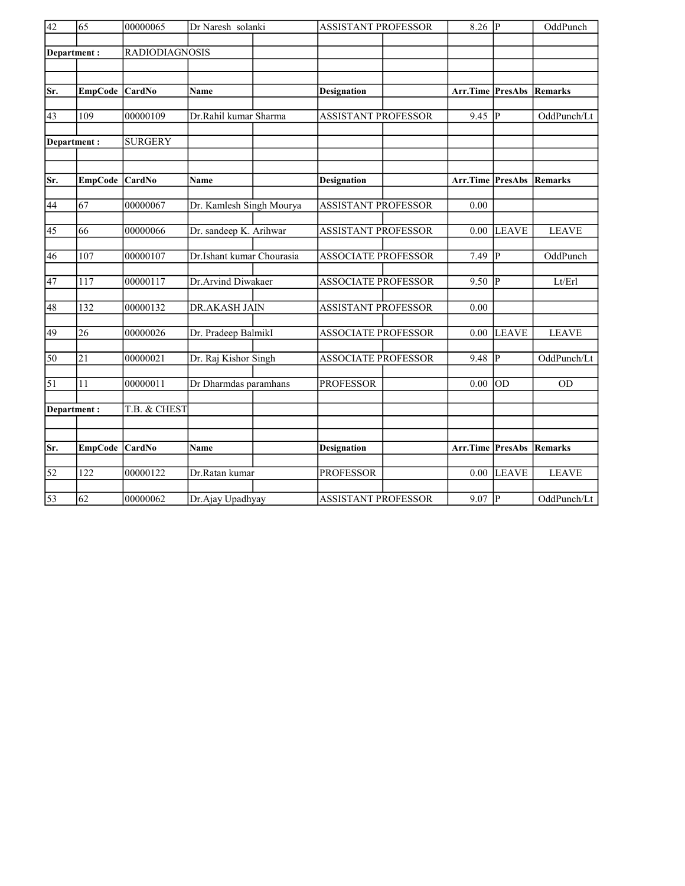| Sr. | EmpCode | CardNo | Name | Designation | Arr.Time | PresAbs | Remarks |
|---|---|---|---|---|---|---|---|
| 42 | 65 | 00000065 | Dr Naresh solanki | ASSISTANT PROFESSOR | 8.26 | P | OddPunch |
| **Department :** | | RADIODIAGNOSIS | | | | | |
| **Sr.** | **EmpCode** | **CardNo** | **Name** | **Designation** | **Arr.Time** | **PresAbs** | **Remarks** |
| 43 | 109 | 00000109 | Dr.Rahil kumar Sharma | ASSISTANT PROFESSOR | 9.45 | P | OddPunch/Lt |
| **Department :** | | SURGERY | | | | | |
| **Sr.** | **EmpCode** | **CardNo** | **Name** | **Designation** | **Arr.Time** | **PresAbs** | **Remarks** |
| 44 | 67 | 00000067 | Dr. Kamlesh Singh Mourya | ASSISTANT PROFESSOR | 0.00 | | |
| 45 | 66 | 00000066 | Dr. sandeep K. Arihwar | ASSISTANT PROFESSOR | 0.00 | LEAVE | LEAVE |
| 46 | 107 | 00000107 | Dr.Ishant kumar Chourasia | ASSOCIATE PROFESSOR | 7.49 | P | OddPunch |
| 47 | 117 | 00000117 | Dr.Arvind Diwakaer | ASSOCIATE PROFESSOR | 9.50 | P | Lt/Erl |
| 48 | 132 | 00000132 | DR.AKASH JAIN | ASSISTANT PROFESSOR | 0.00 | | |
| 49 | 26 | 00000026 | Dr. Pradeep BalmikI | ASSOCIATE PROFESSOR | 0.00 | LEAVE | LEAVE |
| 50 | 21 | 00000021 | Dr. Raj Kishor Singh | ASSOCIATE PROFESSOR | 9.48 | P | OddPunch/Lt |
| 51 | 11 | 00000011 | Dr Dharmdas paramhans | PROFESSOR | 0.00 | OD | OD |
| **Department :** | | T.B. & CHEST | | | | | |
| **Sr.** | **EmpCode** | **CardNo** | **Name** | **Designation** | **Arr.Time** | **PresAbs** | **Remarks** |
| 52 | 122 | 00000122 | Dr.Ratan kumar | PROFESSOR | 0.00 | LEAVE | LEAVE |
| 53 | 62 | 00000062 | Dr.Ajay Upadhyay | ASSISTANT PROFESSOR | 9.07 | P | OddPunch/Lt |